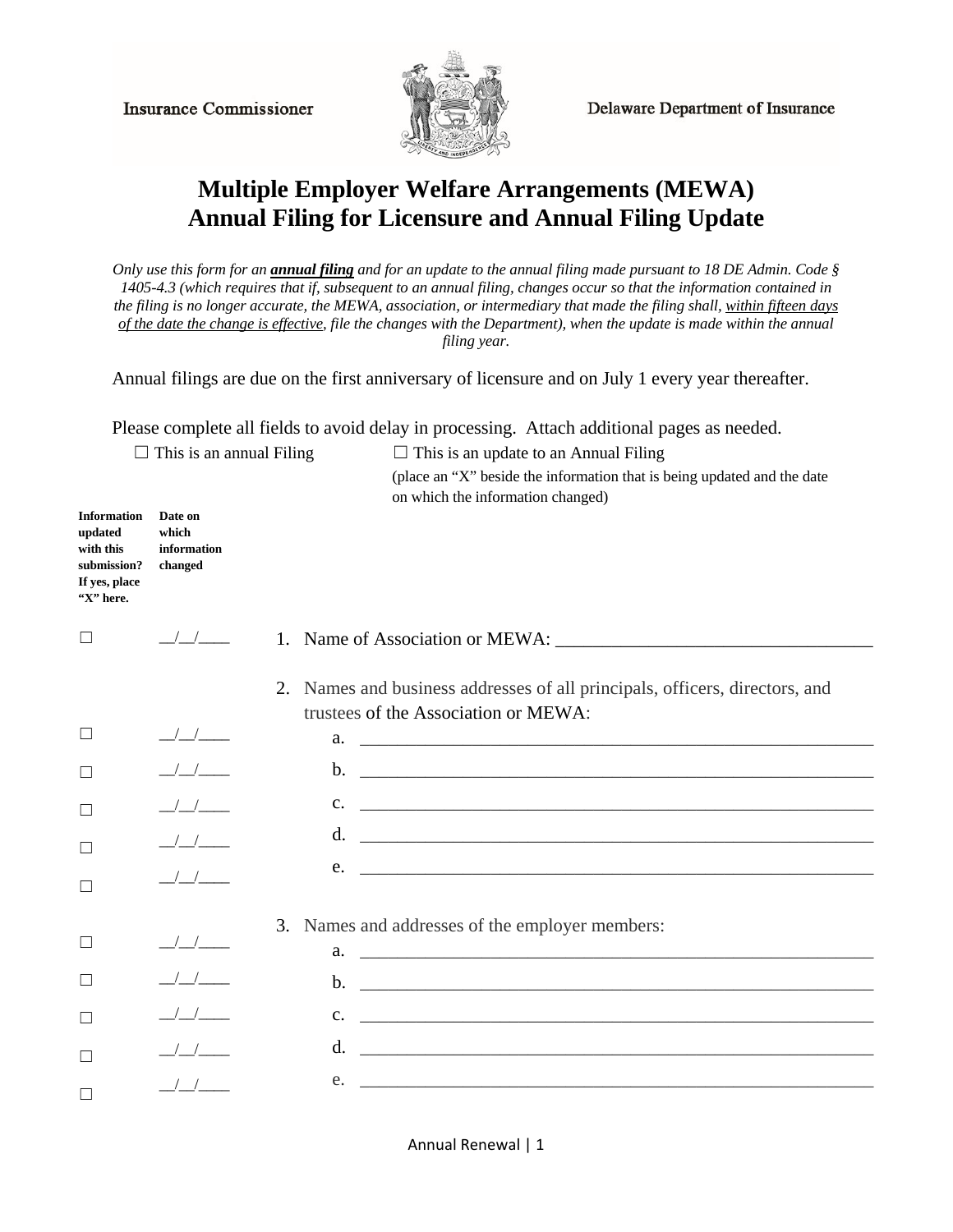Insurance Commissioner — Delaware Department of Insurance

# Multiple Employer Welfare Arrangements (MEWA)
# Annual Filing for Licensure and Annual Filing Update

*Only use this form for an **annual filing** and for an update to the annual filing made pursuant to 18 DE Admin. Code § 1405-4.3 (which requires that if, subsequent to an annual filing, changes occur so that the information contained in the filing is no longer accurate, the MEWA, association, or intermediary that made the filing shall, within fifteen days of the date the change is effective, file the changes with the Department), when the update is made within the annual filing year.*

Annual filings are due on the first anniversary of licensure and on July 1 every year thereafter.

Please complete all fields to avoid delay in processing. Attach additional pages as needed.

☐ This is an annual Filing ☐ This is an update to an Annual Filing (place an "X" beside the information that is being updated and the date on which the information changed)

| Information updated with this submission? If yes, place "X" here. | Date on which information changed | |
|---|---|---|
| ☐ | __/__/____ | 1. Name of Association or MEWA: ___________________________________ |
| | | 2. Names and business addresses of all principals, officers, directors, and trustees of the Association or MEWA: |
| ☐ | __/__/____ | a. ____________________________________________________________ |
| ☐ | __/__/____ | b. ____________________________________________________________ |
| ☐ | __/__/____ | c. ____________________________________________________________ |
| ☐ | __/__/____ | d. ____________________________________________________________ |
| ☐ | __/__/____ | e. ____________________________________________________________ |
| | | 3. Names and addresses of the employer members: |
| ☐ | __/__/____ | a. ____________________________________________________________ |
| ☐ | __/__/____ | b. ____________________________________________________________ |
| ☐ | __/__/____ | c. ____________________________________________________________ |
| ☐ | __/__/____ | d. ____________________________________________________________ |
| ☐ | __/__/____ | e. ____________________________________________________________ |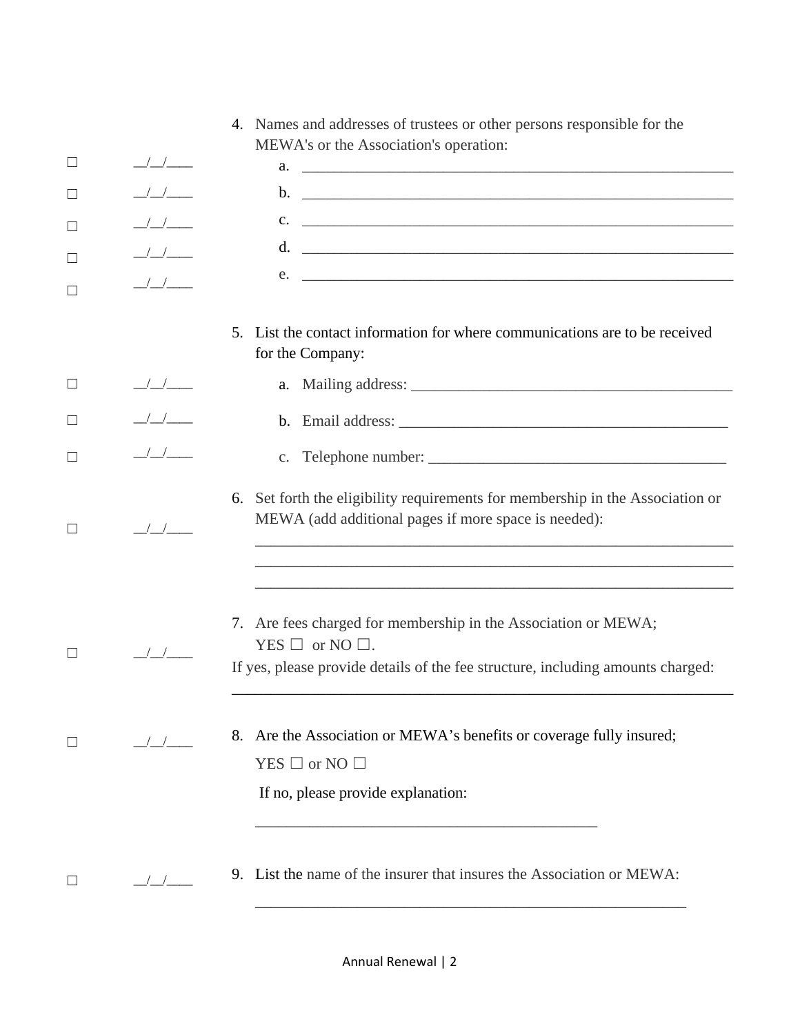| | | |
|---|---|---|
| | | 4. Names and addresses of trustees or other persons responsible for the MEWA's or the Association's operation: |
| ☐ | __/__/____ | a. ____________________________________________________________ |
| ☐ | __/__/____ | b. ____________________________________________________________ |
| ☐ | __/__/____ | c. ____________________________________________________________ |
| ☐ | __/__/____ | d. ____________________________________________________________ |
| ☐ | __/__/____ | e. ____________________________________________________________ |
| | | 5. List the contact information for where communications are to be received for the Company: |
| ☐ | __/__/____ | a. Mailing address: ____________________________________________ |
| ☐ | __/__/____ | b. Email address: ______________________________________________ |
| ☐ | __/__/____ | c. Telephone number: ___________________________________________ |
| ☐ | __/__/____ | 6. Set forth the eligibility requirements for membership in the Association or MEWA (add additional pages if more space is needed): ______________________________________________________________ ______________________________________________________________ ______________________________________________________________ |
| ☐ | __/__/____ | 7. Are fees charged for membership in the Association or MEWA; YES ☐ or NO ☐. If yes, please provide details of the fee structure, including amounts charged: ______________________________________________________________ |
| ☐ | __/__/____ | 8. Are the Association or MEWA's benefits or coverage fully insured; YES ☐ or NO ☐ If no, please provide explanation: _____________________________________________ |
| ☐ | __/__/____ | 9. List the name of the insurer that insures the Association or MEWA: _________________________________________________________ |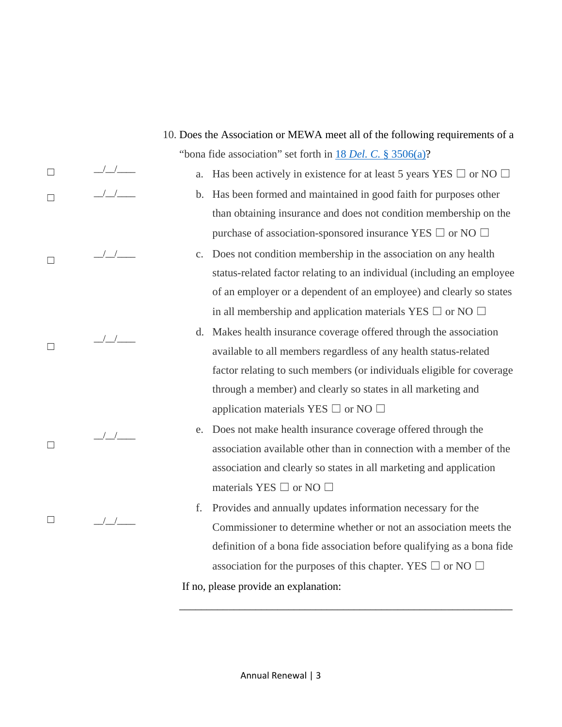10. Does the Association or MEWA meet all of the following requirements of a "bona fide association" set forth in [18 *Del. C.* § 3506(a)]?

| ☐ | __/__/____ | a. Has been actively in existence for at least 5 years YES ☐ or NO ☐ |
|---|---|---|
| ☐ | __/__/____ | b. Has been formed and maintained in good faith for purposes other than obtaining insurance and does not condition membership on the purchase of association-sponsored insurance YES ☐ or NO ☐ |
| ☐ | __/__/____ | c. Does not condition membership in the association on any health status-related factor relating to an individual (including an employee of an employer or a dependent of an employee) and clearly so states in all membership and application materials YES ☐ or NO ☐ |
| ☐ | __/__/____ | d. Makes health insurance coverage offered through the association available to all members regardless of any health status-related factor relating to such members (or individuals eligible for coverage through a member) and clearly so states in all marketing and application materials YES ☐ or NO ☐ |
| ☐ | __/__/____ | e. Does not make health insurance coverage offered through the association available other than in connection with a member of the association and clearly so states in all marketing and application materials YES ☐ or NO ☐ |
| ☐ | __/__/____ | f. Provides and annually updates information necessary for the Commissioner to determine whether or not an association meets the definition of a bona fide association before qualifying as a bona fide association for the purposes of this chapter. YES ☐ or NO ☐ |

If no, please provide an explanation:

______________________________________________________________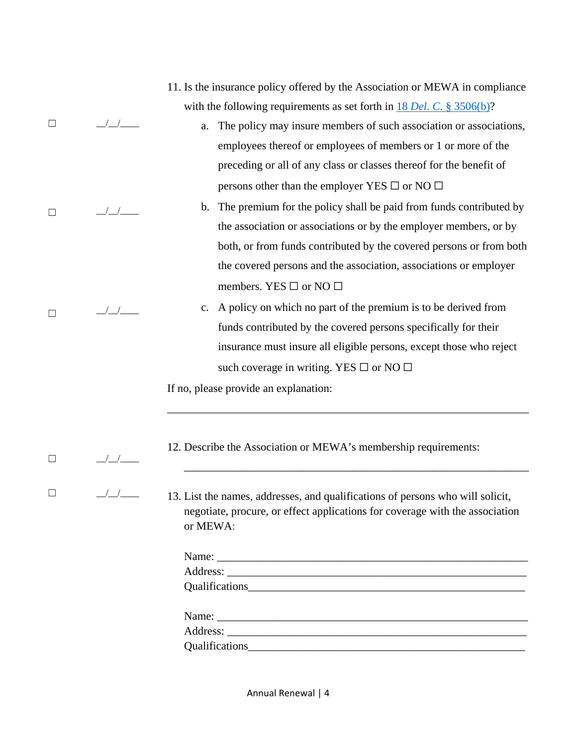| | | |
|---|---|---|
| | | 11. Is the insurance policy offered by the Association or MEWA in compliance with the following requirements as set forth in [18 *Del. C.* § 3506(b)](#)? |
| ☐ | __/__/____ | a. The policy may insure members of such association or associations, employees thereof or employees of members or 1 or more of the preceding or all of any class or classes thereof for the benefit of persons other than the employer YES ☐ or NO ☐ |
| ☐ | __/__/____ | b. The premium for the policy shall be paid from funds contributed by the association or associations or by the employer members, or by both, or from funds contributed by the covered persons or from both the covered persons and the association, associations or employer members. YES ☐ or NO ☐ |
| ☐ | __/__/____ | c. A policy on which no part of the premium is to be derived from funds contributed by the covered persons specifically for their insurance must insure all eligible persons, except those who reject such coverage in writing. YES ☐ or NO ☐ |
| | | If no, please provide an explanation: ____________________________________________________________ |
| ☐ | __/__/____ | 12. Describe the Association or MEWA's membership requirements: ____________________________________________________________ |
| ☐ | __/__/____ | 13. List the names, addresses, and qualifications of persons who will solicit, negotiate, procure, or effect applications for coverage with the association or MEWA: |

Name: ____________________________________________________________
Address: __________________________________________________________
Qualifications_____________________________________________________

Name: ____________________________________________________________
Address: __________________________________________________________
Qualifications_____________________________________________________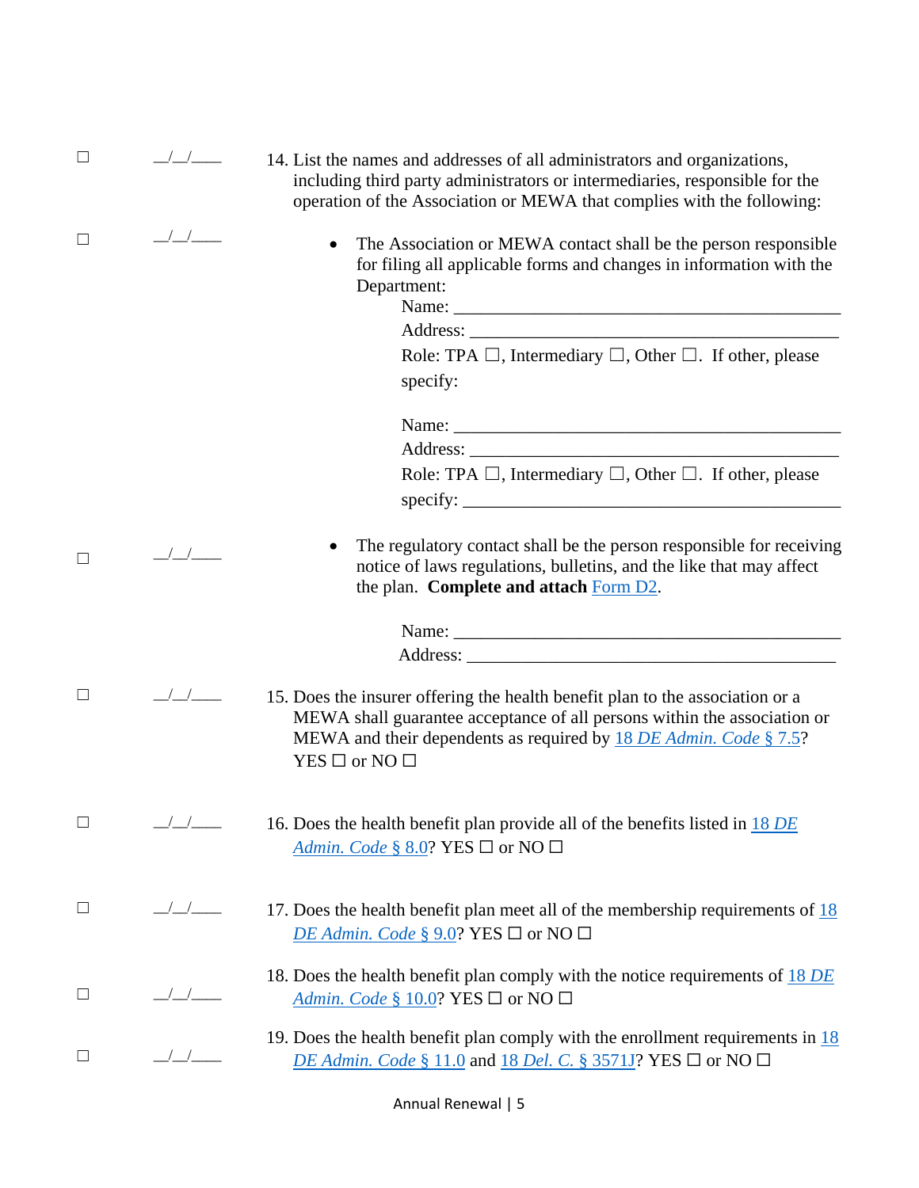☐ \_\_/\_\_/\_\_\_\_ 14. List the names and addresses of all administrators and organizations, including third party administrators or intermediaries, responsible for the operation of the Association or MEWA that complies with the following:

☐ \_\_/\_\_/\_\_\_\_

- The Association or MEWA contact shall be the person responsible for filing all applicable forms and changes in information with the Department:

  Name: \_\_\_\_\_\_\_\_\_\_\_\_\_\_\_\_\_\_\_\_\_\_\_\_\_\_\_\_\_\_\_\_\_\_\_\_\_\_\_\_\_\_\_\_
  Address: \_\_\_\_\_\_\_\_\_\_\_\_\_\_\_\_\_\_\_\_\_\_\_\_\_\_\_\_\_\_\_\_\_\_\_\_\_\_\_\_\_\_
  Role: TPA ☐, Intermediary ☐, Other ☐. If other, please specify:

  Name: \_\_\_\_\_\_\_\_\_\_\_\_\_\_\_\_\_\_\_\_\_\_\_\_\_\_\_\_\_\_\_\_\_\_\_\_\_\_\_\_\_\_\_\_
  Address: \_\_\_\_\_\_\_\_\_\_\_\_\_\_\_\_\_\_\_\_\_\_\_\_\_\_\_\_\_\_\_\_\_\_\_\_\_\_\_\_\_\_
  Role: TPA ☐, Intermediary ☐, Other ☐. If other, please specify: \_\_\_\_\_\_\_\_\_\_\_\_\_\_\_\_\_\_\_\_\_\_\_\_\_\_\_\_\_\_\_\_\_\_\_\_\_\_\_\_\_\_

☐ \_\_/\_\_/\_\_\_\_

- The regulatory contact shall be the person responsible for receiving notice of laws regulations, bulletins, and the like that may affect the plan. **Complete and attach** Form D2.

  Name: \_\_\_\_\_\_\_\_\_\_\_\_\_\_\_\_\_\_\_\_\_\_\_\_\_\_\_\_\_\_\_\_\_\_\_\_\_\_\_\_\_\_\_\_
  Address: \_\_\_\_\_\_\_\_\_\_\_\_\_\_\_\_\_\_\_\_\_\_\_\_\_\_\_\_\_\_\_\_\_\_\_\_\_\_\_\_\_\_

☐ \_\_/\_\_/\_\_\_\_ 15. Does the insurer offering the health benefit plan to the association or a MEWA shall guarantee acceptance of all persons within the association or MEWA and their dependents as required by 18 *DE Admin. Code* § 7.5? YES ☐ or NO ☐

☐ \_\_/\_\_/\_\_\_\_ 16. Does the health benefit plan provide all of the benefits listed in 18 *DE Admin. Code* § 8.0? YES ☐ or NO ☐

☐ \_\_/\_\_/\_\_\_\_ 17. Does the health benefit plan meet all of the membership requirements of 18 *DE Admin. Code* § 9.0? YES ☐ or NO ☐

☐ \_\_/\_\_/\_\_\_\_ 18. Does the health benefit plan comply with the notice requirements of 18 *DE Admin. Code* § 10.0? YES ☐ or NO ☐

☐ \_\_/\_\_/\_\_\_\_ 19. Does the health benefit plan comply with the enrollment requirements in 18 *DE Admin. Code* § 11.0 and 18 *Del. C.* § 3571J? YES ☐ or NO ☐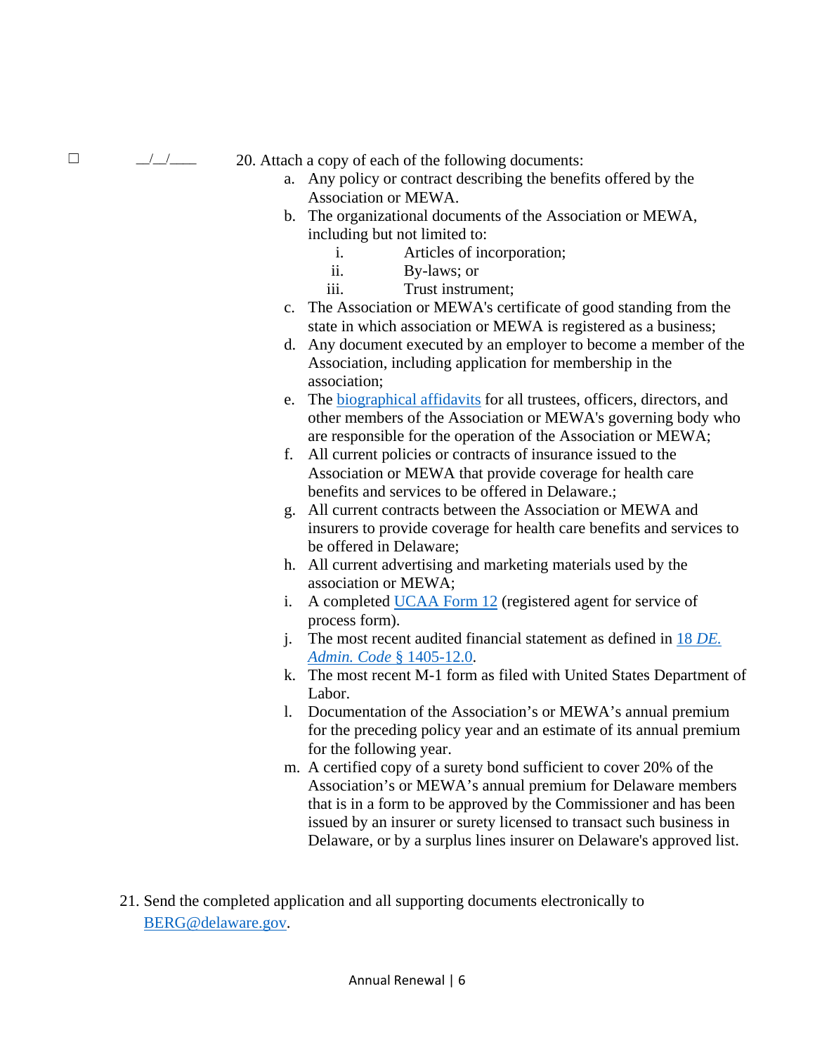☐ __/__/____ 20. Attach a copy of each of the following documents:

a. Any policy or contract describing the benefits offered by the Association or MEWA.
b. The organizational documents of the Association or MEWA, including but not limited to:
    i. Articles of incorporation;
    ii. By-laws; or
    iii. Trust instrument;
c. The Association or MEWA's certificate of good standing from the state in which association or MEWA is registered as a business;
d. Any document executed by an employer to become a member of the Association, including application for membership in the association;
e. The [biographical affidavits]() for all trustees, officers, directors, and other members of the Association or MEWA's governing body who are responsible for the operation of the Association or MEWA;
f. All current policies or contracts of insurance issued to the Association or MEWA that provide coverage for health care benefits and services to be offered in Delaware.;
g. All current contracts between the Association or MEWA and insurers to provide coverage for health care benefits and services to be offered in Delaware;
h. All current advertising and marketing materials used by the association or MEWA;
i. A completed [UCAA Form 12]() (registered agent for service of process form).
j. The most recent audited financial statement as defined in [18 *DE. Admin. Code* § 1405-12.0]().
k. The most recent M-1 form as filed with United States Department of Labor.
l. Documentation of the Association's or MEWA's annual premium for the preceding policy year and an estimate of its annual premium for the following year.
m. A certified copy of a surety bond sufficient to cover 20% of the Association's or MEWA's annual premium for Delaware members that is in a form to be approved by the Commissioner and has been issued by an insurer or surety licensed to transact such business in Delaware, or by a surplus lines insurer on Delaware's approved list.

21. Send the completed application and all supporting documents electronically to [BERG@delaware.gov]().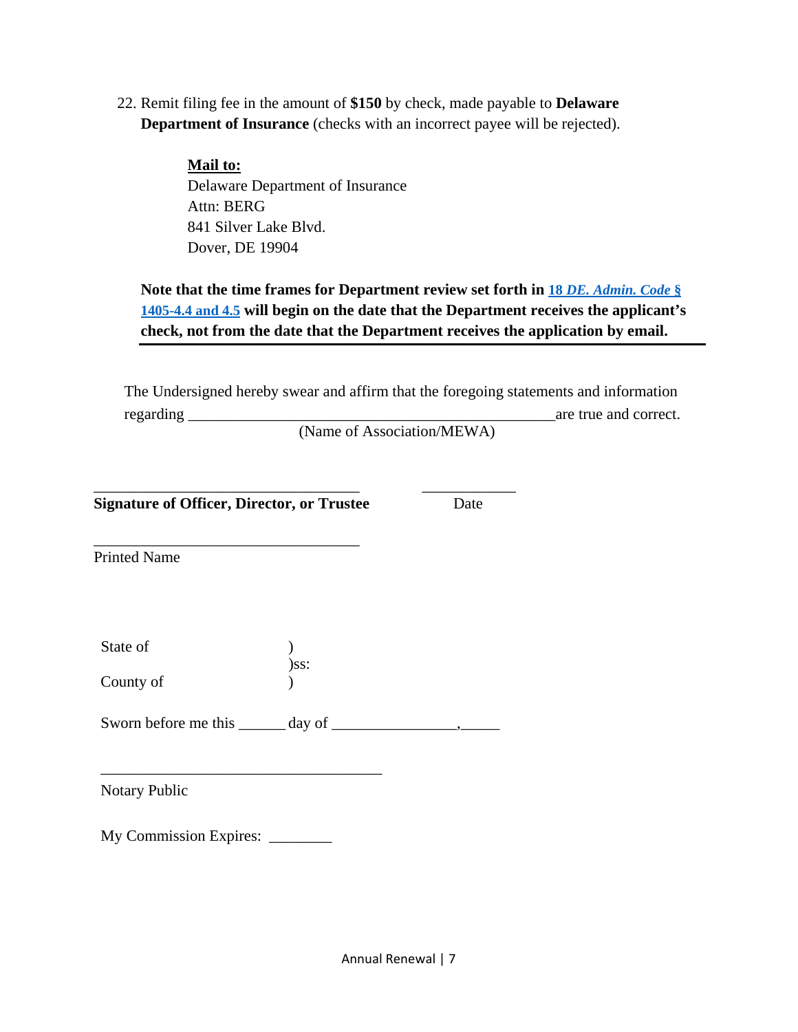22. Remit filing fee in the amount of **$150** by check, made payable to **Delaware Department of Insurance** (checks with an incorrect payee will be rejected).

    **Mail to:**
    Delaware Department of Insurance
    Attn: BERG
    841 Silver Lake Blvd.
    Dover, DE 19904

    **Note that the time frames for Department review set forth in [18 *DE. Admin. Code* § 1405-4.4 and 4.5] will begin on the date that the Department receives the applicant's check, not from the date that the Department receives the application by email.**

The Undersigned hereby swear and affirm that the foregoing statements and information regarding ________________________________________________are true and correct.
(Name of Association/MEWA)

___________________________________ ____________
**Signature of Officer, Director, or Trustee** Date

___________________________________
Printed Name

State of )
)ss:
County of )

Sworn before me this ______ day of ________________,_____

_____________________________________
Notary Public

My Commission Expires: ________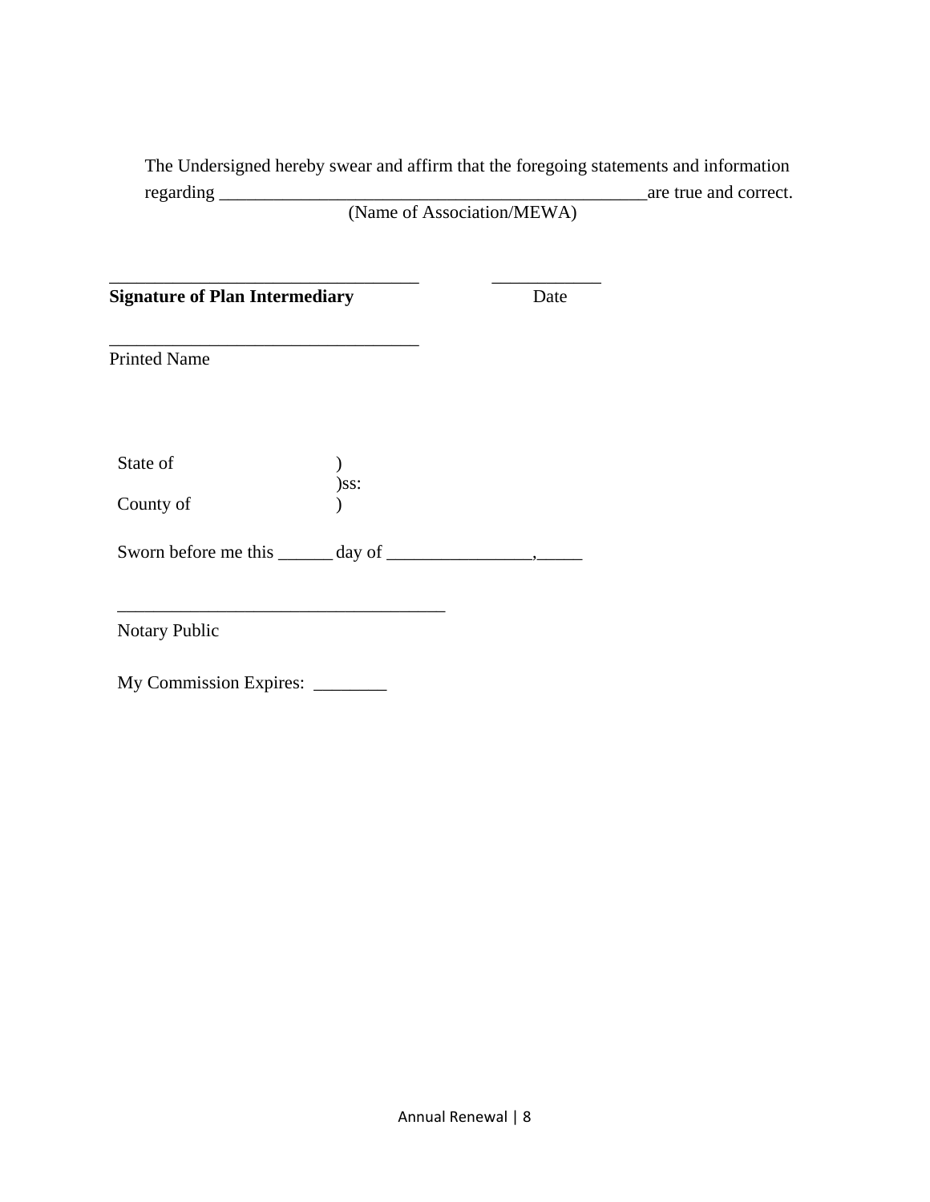The Undersigned hereby swear and affirm that the foregoing statements and information regarding ________________________________________________are true and correct.
(Name of Association/MEWA)

___________________________________ ____________
**Signature of Plan Intermediary** Date

___________________________________
Printed Name

State of )
)ss:
County of )

Sworn before me this ______ day of ________________,_____

_____________________________________
Notary Public

My Commission Expires: ________